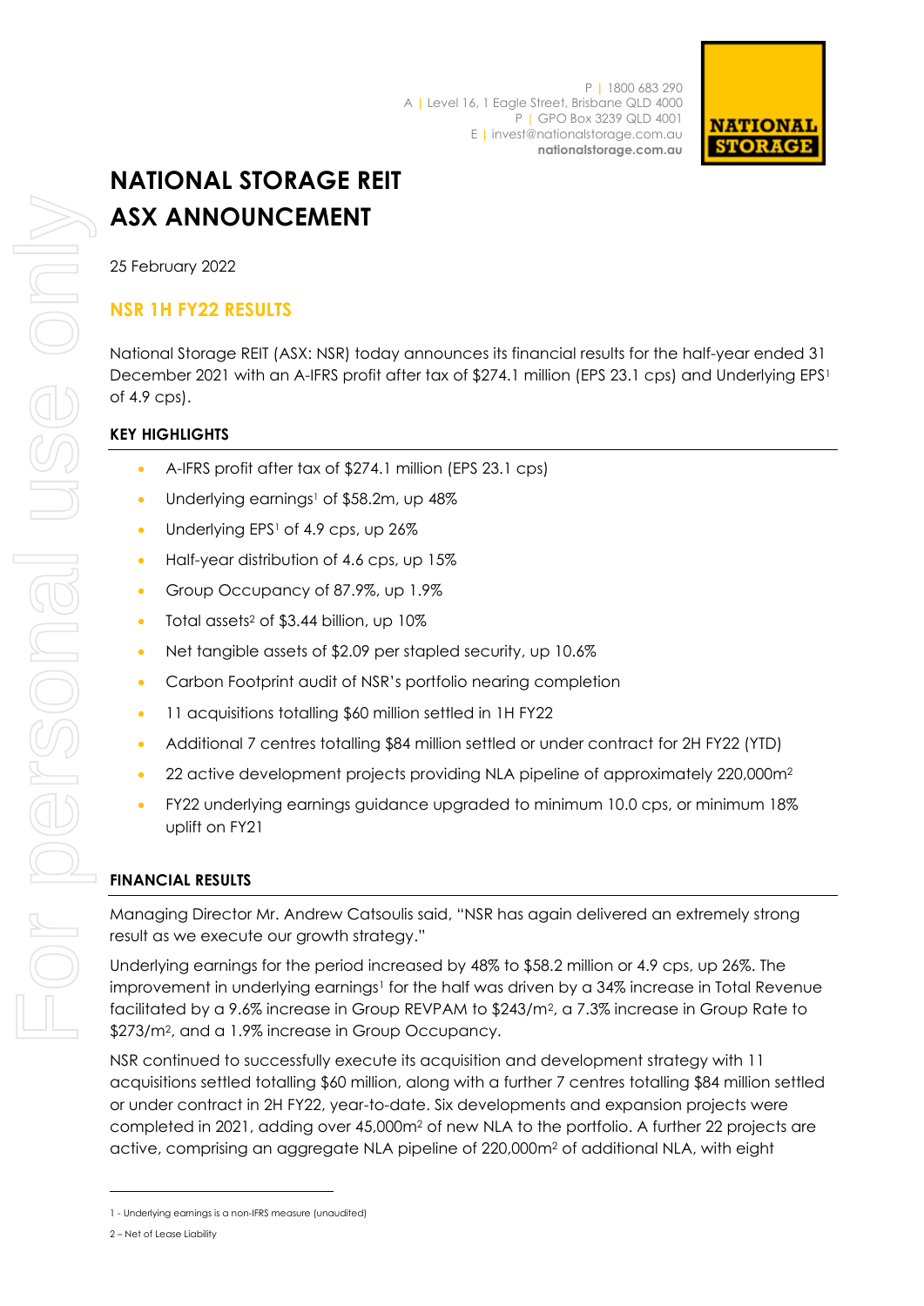P | 1800 683 290
A | Level 16, 1 Eagle Street, Brisbane QLD 4000
P | GPO Box 3239 QLD 4001
E | invest@nationalstorage.com.au
**nationalstorage.com.au**

# NATIONAL STORAGE REIT ASX ANNOUNCEMENT

25 February 2022

## NSR 1H FY22 RESULTS

National Storage REIT (ASX: NSR) today announces its financial results for the half-year ended 31 December 2021 with an A-IFRS profit after tax of $274.1 million (EPS 23.1 cps) and Underlying EPS[1] of 4.9 cps).

### KEY HIGHLIGHTS

- A-IFRS profit after tax of $274.1 million (EPS 23.1 cps)
- Underlying earnings[1] of $58.2m, up 48%
- Underlying EPS[1] of 4.9 cps, up 26%
- Half-year distribution of 4.6 cps, up 15%
- Group Occupancy of 87.9%, up 1.9%
- Total assets[2] of $3.44 billion, up 10%
- Net tangible assets of $2.09 per stapled security, up 10.6%
- Carbon Footprint audit of NSR's portfolio nearing completion
- 11 acquisitions totalling $60 million settled in 1H FY22
- Additional 7 centres totalling $84 million settled or under contract for 2H FY22 (YTD)
- 22 active development projects providing NLA pipeline of approximately 220,000m$^2$
- FY22 underlying earnings guidance upgraded to minimum 10.0 cps, or minimum 18% uplift on FY21

### FINANCIAL RESULTS

Managing Director Mr. Andrew Catsoulis said, "NSR has again delivered an extremely strong result as we execute our growth strategy."

Underlying earnings for the period increased by 48% to $58.2 million or 4.9 cps, up 26%. The improvement in underlying earnings[1] for the half was driven by a 34% increase in Total Revenue facilitated by a 9.6% increase in Group REVPAM to $243/m$^2$, a 7.3% increase in Group Rate to $273/m$^2$, and a 1.9% increase in Group Occupancy.

NSR continued to successfully execute its acquisition and development strategy with 11 acquisitions settled totalling $60 million, along with a further 7 centres totalling $84 million settled or under contract in 2H FY22, year-to-date. Six developments and expansion projects were completed in 2021, adding over 45,000m$^2$ of new NLA to the portfolio. A further 22 projects are active, comprising an aggregate NLA pipeline of 220,000m$^2$ of additional NLA, with eight

1 - Underlying earnings is a non-IFRS measure (unaudited)

2 – Net of Lease Liability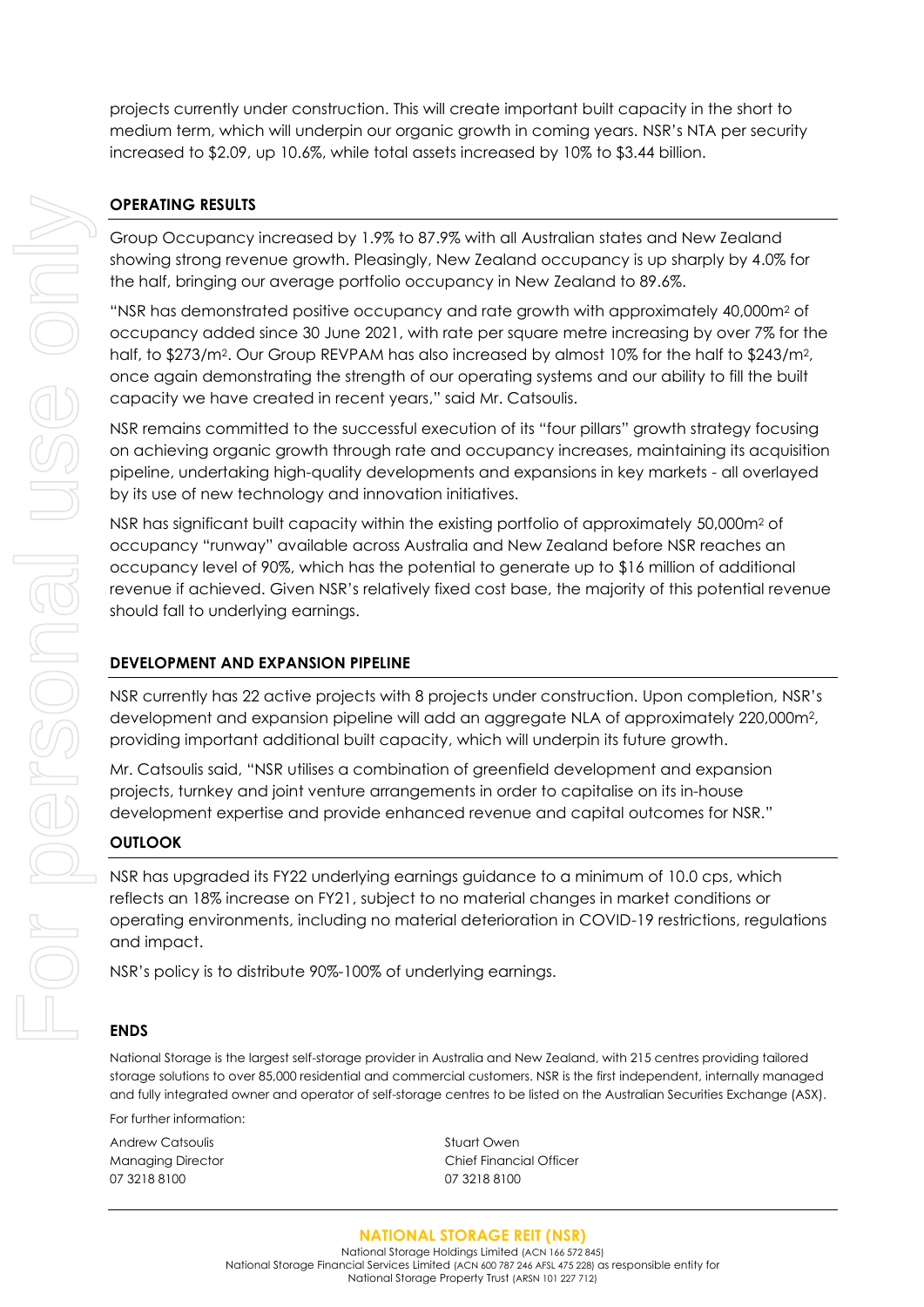projects currently under construction. This will create important built capacity in the short to medium term, which will underpin our organic growth in coming years. NSR's NTA per security increased to $2.09, up 10.6%, while total assets increased by 10% to $3.44 billion.

## OPERATING RESULTS

Group Occupancy increased by 1.9% to 87.9% with all Australian states and New Zealand showing strong revenue growth. Pleasingly, New Zealand occupancy is up sharply by 4.0% for the half, bringing our average portfolio occupancy in New Zealand to 89.6%.

"NSR has demonstrated positive occupancy and rate growth with approximately 40,000m² of occupancy added since 30 June 2021, with rate per square metre increasing by over 7% for the half, to $273/m². Our Group REVPAM has also increased by almost 10% for the half to $243/m², once again demonstrating the strength of our operating systems and our ability to fill the built capacity we have created in recent years," said Mr. Catsoulis.

NSR remains committed to the successful execution of its "four pillars" growth strategy focusing on achieving organic growth through rate and occupancy increases, maintaining its acquisition pipeline, undertaking high-quality developments and expansions in key markets - all overlayed by its use of new technology and innovation initiatives.

NSR has significant built capacity within the existing portfolio of approximately 50,000m² of occupancy "runway" available across Australia and New Zealand before NSR reaches an occupancy level of 90%, which has the potential to generate up to $16 million of additional revenue if achieved. Given NSR's relatively fixed cost base, the majority of this potential revenue should fall to underlying earnings.

## DEVELOPMENT AND EXPANSION PIPELINE

NSR currently has 22 active projects with 8 projects under construction. Upon completion, NSR's development and expansion pipeline will add an aggregate NLA of approximately 220,000m², providing important additional built capacity, which will underpin its future growth.

Mr. Catsoulis said, "NSR utilises a combination of greenfield development and expansion projects, turnkey and joint venture arrangements in order to capitalise on its in-house development expertise and provide enhanced revenue and capital outcomes for NSR."

## OUTLOOK

NSR has upgraded its FY22 underlying earnings guidance to a minimum of 10.0 cps, which reflects an 18% increase on FY21, subject to no material changes in market conditions or operating environments, including no material deterioration in COVID-19 restrictions, regulations and impact.

NSR's policy is to distribute 90%-100% of underlying earnings.

## ENDS

National Storage is the largest self-storage provider in Australia and New Zealand, with 215 centres providing tailored storage solutions to over 85,000 residential and commercial customers. NSR is the first independent, internally managed and fully integrated owner and operator of self-storage centres to be listed on the Australian Securities Exchange (ASX).

For further information:

Andrew Catsoulis
Managing Director
07 3218 8100

Stuart Owen
Chief Financial Officer
07 3218 8100

**NATIONAL STORAGE REIT (NSR)**
National Storage Holdings Limited (ACN 166 572 845)
National Storage Financial Services Limited (ACN 600 787 246 AFSL 475 228) as responsible entity for
National Storage Property Trust (ARSN 101 227 712)